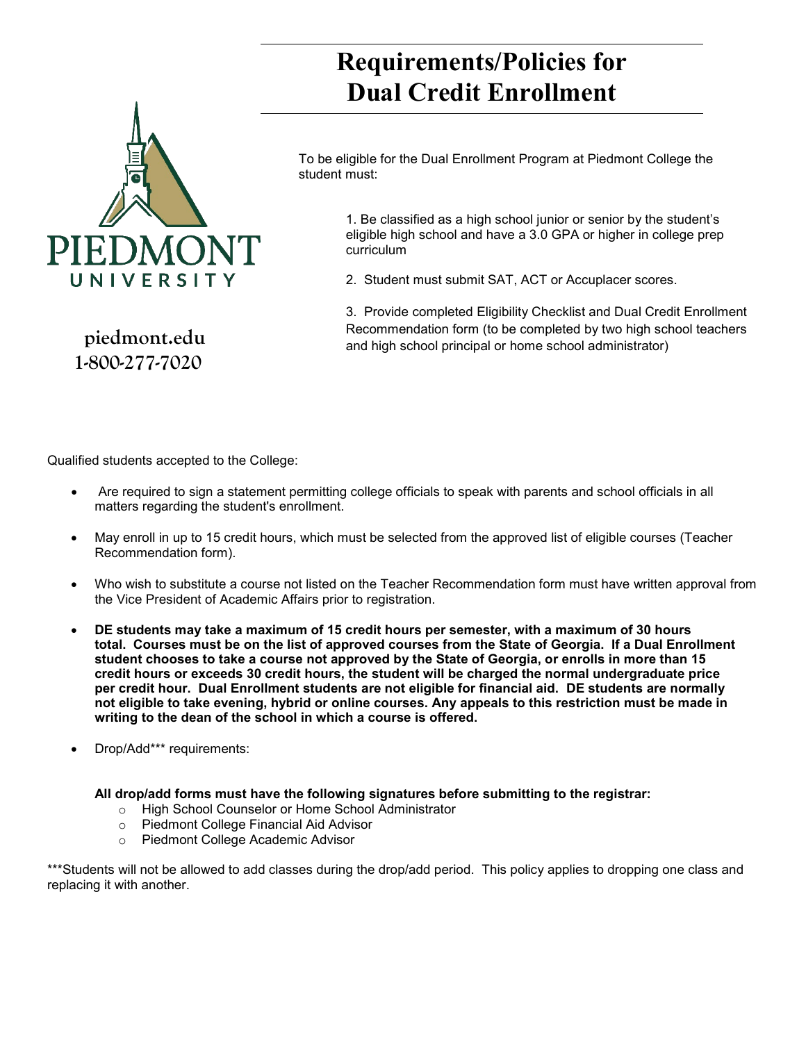# Requirements/Policies for Dual Credit Enrollment

PIEDMONT UNIVERSITY

piedmont.edu
1-800-277-7020

To be eligible for the Dual Enrollment Program at Piedmont College the student must:

1. Be classified as a high school junior or senior by the student's eligible high school and have a 3.0 GPA or higher in college prep curriculum

2. Student must submit SAT, ACT or Accuplacer scores.

3. Provide completed Eligibility Checklist and Dual Credit Enrollment Recommendation form (to be completed by two high school teachers and high school principal or home school administrator)

Qualified students accepted to the College:

- Are required to sign a statement permitting college officials to speak with parents and school officials in all matters regarding the student's enrollment.
- May enroll in up to 15 credit hours, which must be selected from the approved list of eligible courses (Teacher Recommendation form).
- Who wish to substitute a course not listed on the Teacher Recommendation form must have written approval from the Vice President of Academic Affairs prior to registration.
- **DE students may take a maximum of 15 credit hours per semester, with a maximum of 30 hours total. Courses must be on the list of approved courses from the State of Georgia. If a Dual Enrollment student chooses to take a course not approved by the State of Georgia, or enrolls in more than 15 credit hours or exceeds 30 credit hours, the student will be charged the normal undergraduate price per credit hour. Dual Enrollment students are not eligible for financial aid. DE students are normally not eligible to take evening, hybrid or online courses. Any appeals to this restriction must be made in writing to the dean of the school in which a course is offered.**
- Drop/Add*** requirements:

  **All drop/add forms must have the following signatures before submitting to the registrar:**
  - High School Counselor or Home School Administrator
  - Piedmont College Financial Aid Advisor
  - Piedmont College Academic Advisor

***Students will not be allowed to add classes during the drop/add period. This policy applies to dropping one class and replacing it with another.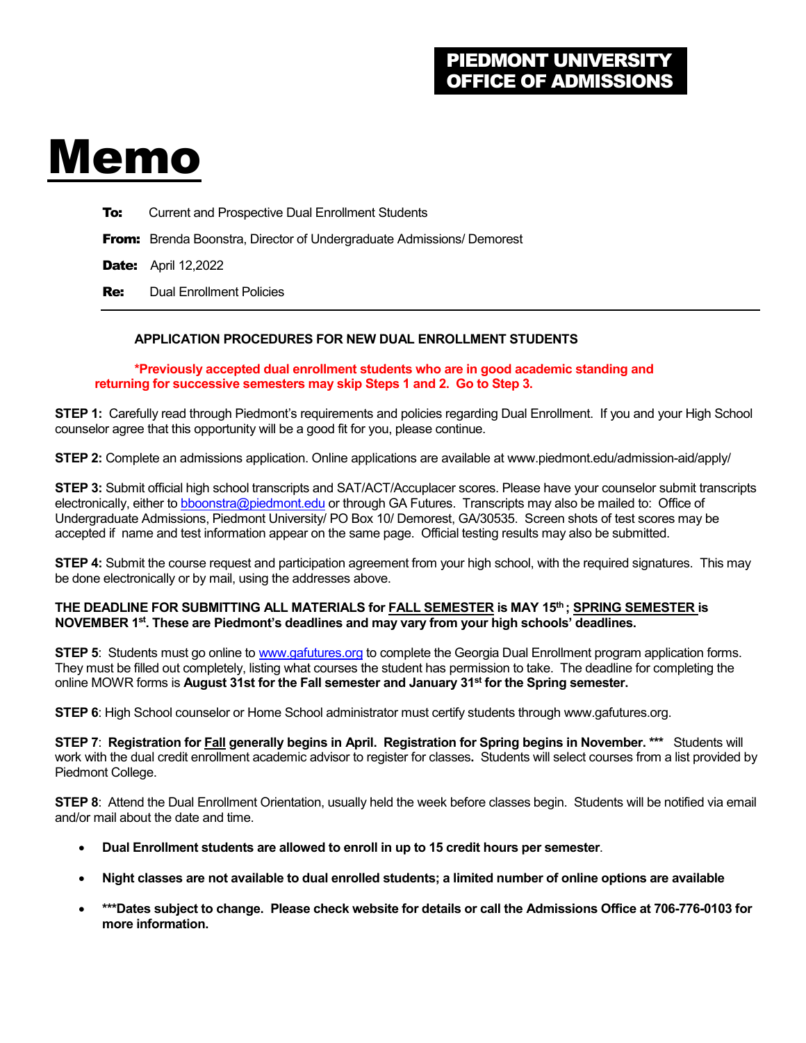**PIEDMONT UNIVERSITY**
**OFFICE OF ADMISSIONS**

# Memo

**To:** Current and Prospective Dual Enrollment Students

**From:** Brenda Boonstra, Director of Undergraduate Admissions/ Demorest

**Date:** April 12,2022

**Re:** Dual Enrollment Policies

---

**APPLICATION PROCEDURES FOR NEW DUAL ENROLLMENT STUDENTS**

**\*Previously accepted dual enrollment students who are in good academic standing and returning for successive semesters may skip Steps 1 and 2. Go to Step 3.**

**STEP 1:** Carefully read through Piedmont's requirements and policies regarding Dual Enrollment. If you and your High School counselor agree that this opportunity will be a good fit for you, please continue.

**STEP 2:** Complete an admissions application. Online applications are available at www.piedmont.edu/admission-aid/apply/

**STEP 3:** Submit official high school transcripts and SAT/ACT/Accuplacer scores. Please have your counselor submit transcripts electronically, either to bboonstra@piedmont.edu or through GA Futures. Transcripts may also be mailed to: Office of Undergraduate Admissions, Piedmont University/ PO Box 10/ Demorest, GA/30535. Screen shots of test scores may be accepted if name and test information appear on the same page. Official testing results may also be submitted.

**STEP 4:** Submit the course request and participation agreement from your high school, with the required signatures. This may be done electronically or by mail, using the addresses above.

**THE DEADLINE FOR SUBMITTING ALL MATERIALS for <u>FALL SEMESTER</u> is MAY 15th ; <u>SPRING SEMESTER</u> is NOVEMBER 1st. These are Piedmont's deadlines and may vary from your high schools' deadlines.**

**STEP 5**: Students must go online to www.gafutures.org to complete the Georgia Dual Enrollment program application forms. They must be filled out completely, listing what courses the student has permission to take. The deadline for completing the online MOWR forms is **August 31st for the Fall semester and January 31st for the Spring semester.**

**STEP 6**: High School counselor or Home School administrator must certify students through www.gafutures.org.

**STEP 7**: **Registration for <u>Fall</u> generally begins in April. Registration for Spring begins in November. \*\*\*** Students will work with the dual credit enrollment academic advisor to register for classes**.** Students will select courses from a list provided by Piedmont College.

**STEP 8**: Attend the Dual Enrollment Orientation, usually held the week before classes begin. Students will be notified via email and/or mail about the date and time.

- **Dual Enrollment students are allowed to enroll in up to 15 credit hours per semester**.
- **Night classes are not available to dual enrolled students; a limited number of online options are available**
- **\*\*\*Dates subject to change. Please check website for details or call the Admissions Office at 706-776-0103 for more information.**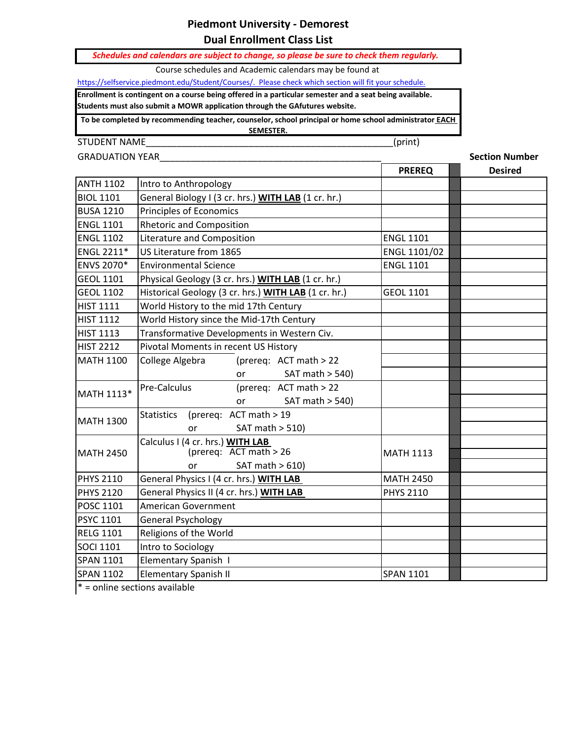# Piedmont University - Demorest

## Dual Enrollment Class List

***Schedules and calendars are subject to change, so please be sure to check them regularly.***

Course schedules and Academic calendars may be found at

https://selfservice.piedmont.edu/Student/Courses/. Please check which section will fit your schedule.

**Enrollment is contingent on a course being offered in a particular semester and a seat being available. Students must also submit a MOWR application through the GAfutures website.**

**To be completed by recommending teacher, counselor, school principal or home school administrator EACH SEMESTER.**

STUDENT NAME_______________________________________________(print)

GRADUATION YEAR_________________________________________

| | | PREREQ | | Section Number Desired |
|---|---|---|---|---|
| ANTH 1102 | Intro to Anthropology | | | |
| BIOL 1101 | General Biology I (3 cr. hrs.) **WITH LAB** (1 cr. hr.) | | | |
| BUSA 1210 | Principles of Economics | | | |
| ENGL 1101 | Rhetoric and Composition | | | |
| ENGL 1102 | Literature and Composition | ENGL 1101 | | |
| ENGL 2211* | US Literature from 1865 | ENGL 1101/02 | | |
| ENVS 2070* | Environmental Science | ENGL 1101 | | |
| GEOL 1101 | Physical Geology (3 cr. hrs.) **WITH LAB** (1 cr. hr.) | | | |
| GEOL 1102 | Historical Geology (3 cr. hrs.) **WITH LAB** (1 cr. hr.) | GEOL 1101 | | |
| HIST 1111 | World History to the mid 17th Century | | | |
| HIST 1112 | World History since the Mid-17th Century | | | |
| HIST 1113 | Transformative Developments in Western Civ. | | | |
| HIST 2212 | Pivotal Moments in recent US History | | | |
| MATH 1100 | College Algebra (prereq: ACT math > 22 or SAT math > 540) | | | |
| MATH 1113* | Pre-Calculus (prereq: ACT math > 22 or SAT math > 540) | | | |
| MATH 1300 | Statistics (prereq: ACT math > 19 or SAT math > 510) | | | |
| MATH 2450 | Calculus I (4 cr. hrs.) **WITH LAB** (prereq: ACT math > 26 or SAT math > 610) | MATH 1113 | | |
| PHYS 2110 | General Physics I (4 cr. hrs.) **WITH LAB** | MATH 2450 | | |
| PHYS 2120 | General Physics II (4 cr. hrs.) **WITH LAB** | PHYS 2110 | | |
| POSC 1101 | American Government | | | |
| PSYC 1101 | General Psychology | | | |
| RELG 1101 | Religions of the World | | | |
| SOCI 1101 | Intro to Sociology | | | |
| SPAN 1101 | Elementary Spanish I | | | |
| SPAN 1102 | Elementary Spanish II | SPAN 1101 | | |

* = online sections available